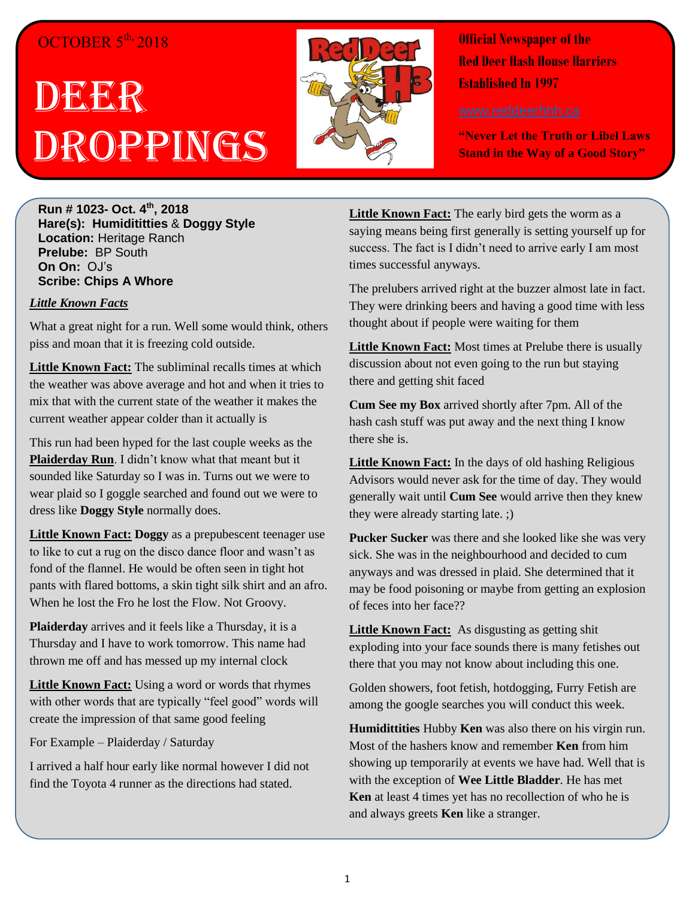OCTOBER 5th, 2018

# DEER DROPPINGS

**Official Newspaper of the Red Deer Hash House Harriers Established In 1997**

www.reddeerhhh.ca

**"Never Let the Truth or Libel Laws Stand in the Way of a Good Story"**

**Run # 1023- Oct. 4th, 2018**
**Hare(s): Humidititties & Doggy Style**
**Location:** Heritage Ranch
**Prelube:** BP South
**On On:** OJ's
**Scribe: Chips A Whore**

***Little Known Facts***

What a great night for a run. Well some would think, others piss and moan that it is freezing cold outside.

**Little Known Fact:** The subliminal recalls times at which the weather was above average and hot and when it tries to mix that with the current state of the weather it makes the current weather appear colder than it actually is

This run had been hyped for the last couple weeks as the **Plaiderday Run**. I didn't know what that meant but it sounded like Saturday so I was in. Turns out we were to wear plaid so I goggle searched and found out we were to dress like **Doggy Style** normally does.

**Little Known Fact: Doggy** as a prepubescent teenager use to like to cut a rug on the disco dance floor and wasn't as fond of the flannel. He would be often seen in tight hot pants with flared bottoms, a skin tight silk shirt and an afro. When he lost the Fro he lost the Flow. Not Groovy.

**Plaiderday** arrives and it feels like a Thursday, it is a Thursday and I have to work tomorrow. This name had thrown me off and has messed up my internal clock

**Little Known Fact:** Using a word or words that rhymes with other words that are typically "feel good" words will create the impression of that same good feeling

For Example – Plaiderday / Saturday

I arrived a half hour early like normal however I did not find the Toyota 4 runner as the directions had stated.

**Little Known Fact:** The early bird gets the worm as a saying means being first generally is setting yourself up for success. The fact is I didn't need to arrive early I am most times successful anyways.

The prelubers arrived right at the buzzer almost late in fact. They were drinking beers and having a good time with less thought about if people were waiting for them

**Little Known Fact:** Most times at Prelube there is usually discussion about not even going to the run but staying there and getting shit faced

**Cum See my Box** arrived shortly after 7pm. All of the hash cash stuff was put away and the next thing I know there she is.

**Little Known Fact:** In the days of old hashing Religious Advisors would never ask for the time of day. They would generally wait until **Cum See** would arrive then they knew they were already starting late. ;)

**Pucker Sucker** was there and she looked like she was very sick. She was in the neighbourhood and decided to cum anyways and was dressed in plaid. She determined that it may be food poisoning or maybe from getting an explosion of feces into her face??

**Little Known Fact:** As disgusting as getting shit exploding into your face sounds there is many fetishes out there that you may not know about including this one.

Golden showers, foot fetish, hotdogging, Furry Fetish are among the google searches you will conduct this week.

**Humidittities** Hubby **Ken** was also there on his virgin run. Most of the hashers know and remember **Ken** from him showing up temporarily at events we have had. Well that is with the exception of **Wee Little Bladder**. He has met **Ken** at least 4 times yet has no recollection of who he is and always greets **Ken** like a stranger.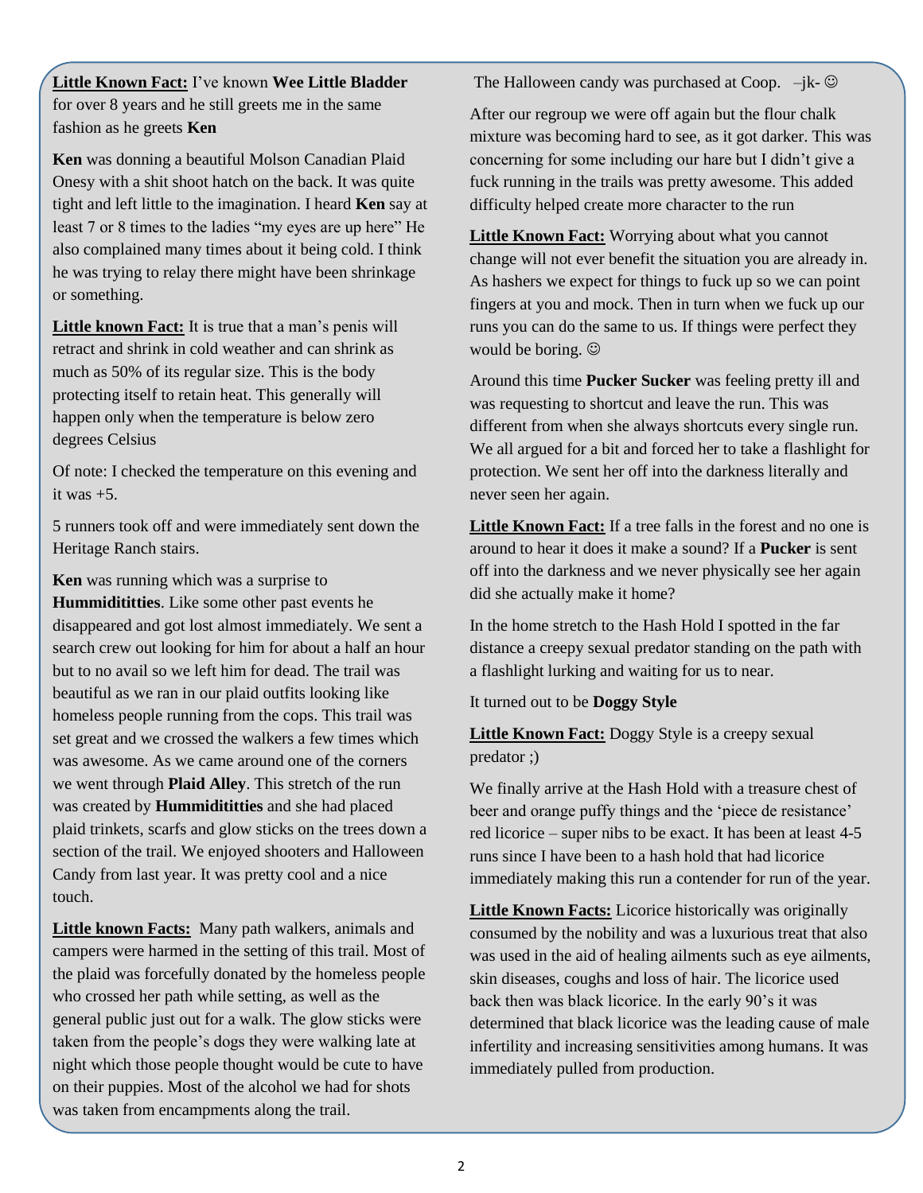**Little Known Fact:** I've known **Wee Little Bladder** for over 8 years and he still greets me in the same fashion as he greets **Ken**

**Ken** was donning a beautiful Molson Canadian Plaid Onesy with a shit shoot hatch on the back. It was quite tight and left little to the imagination. I heard **Ken** say at least 7 or 8 times to the ladies "my eyes are up here" He also complained many times about it being cold. I think he was trying to relay there might have been shrinkage or something.

**Little known Fact:** It is true that a man's penis will retract and shrink in cold weather and can shrink as much as 50% of its regular size. This is the body protecting itself to retain heat. This generally will happen only when the temperature is below zero degrees Celsius

Of note: I checked the temperature on this evening and it was +5.

5 runners took off and were immediately sent down the Heritage Ranch stairs.

**Ken** was running which was a surprise to **Hummidititties**. Like some other past events he disappeared and got lost almost immediately. We sent a search crew out looking for him for about a half an hour but to no avail so we left him for dead. The trail was beautiful as we ran in our plaid outfits looking like homeless people running from the cops. This trail was set great and we crossed the walkers a few times which was awesome. As we came around one of the corners we went through **Plaid Alley**. This stretch of the run was created by **Hummidititties** and she had placed plaid trinkets, scarfs and glow sticks on the trees down a section of the trail. We enjoyed shooters and Halloween Candy from last year. It was pretty cool and a nice touch.

**Little known Facts:** Many path walkers, animals and campers were harmed in the setting of this trail. Most of the plaid was forcefully donated by the homeless people who crossed her path while setting, as well as the general public just out for a walk. The glow sticks were taken from the people's dogs they were walking late at night which those people thought would be cute to have on their puppies. Most of the alcohol we had for shots was taken from encampments along the trail.

The Halloween candy was purchased at Coop. –jk- ☺

After our regroup we were off again but the flour chalk mixture was becoming hard to see, as it got darker. This was concerning for some including our hare but I didn't give a fuck running in the trails was pretty awesome. This added difficulty helped create more character to the run

**Little Known Fact:** Worrying about what you cannot change will not ever benefit the situation you are already in. As hashers we expect for things to fuck up so we can point fingers at you and mock. Then in turn when we fuck up our runs you can do the same to us. If things were perfect they would be boring. ☺

Around this time **Pucker Sucker** was feeling pretty ill and was requesting to shortcut and leave the run. This was different from when she always shortcuts every single run. We all argued for a bit and forced her to take a flashlight for protection. We sent her off into the darkness literally and never seen her again.

**Little Known Fact:** If a tree falls in the forest and no one is around to hear it does it make a sound? If a **Pucker** is sent off into the darkness and we never physically see her again did she actually make it home?

In the home stretch to the Hash Hold I spotted in the far distance a creepy sexual predator standing on the path with a flashlight lurking and waiting for us to near.

It turned out to be **Doggy Style**

**Little Known Fact:** Doggy Style is a creepy sexual predator ;)

We finally arrive at the Hash Hold with a treasure chest of beer and orange puffy things and the 'piece de resistance' red licorice – super nibs to be exact. It has been at least 4-5 runs since I have been to a hash hold that had licorice immediately making this run a contender for run of the year.

**Little Known Facts:** Licorice historically was originally consumed by the nobility and was a luxurious treat that also was used in the aid of healing ailments such as eye ailments, skin diseases, coughs and loss of hair. The licorice used back then was black licorice. In the early 90's it was determined that black licorice was the leading cause of male infertility and increasing sensitivities among humans. It was immediately pulled from production.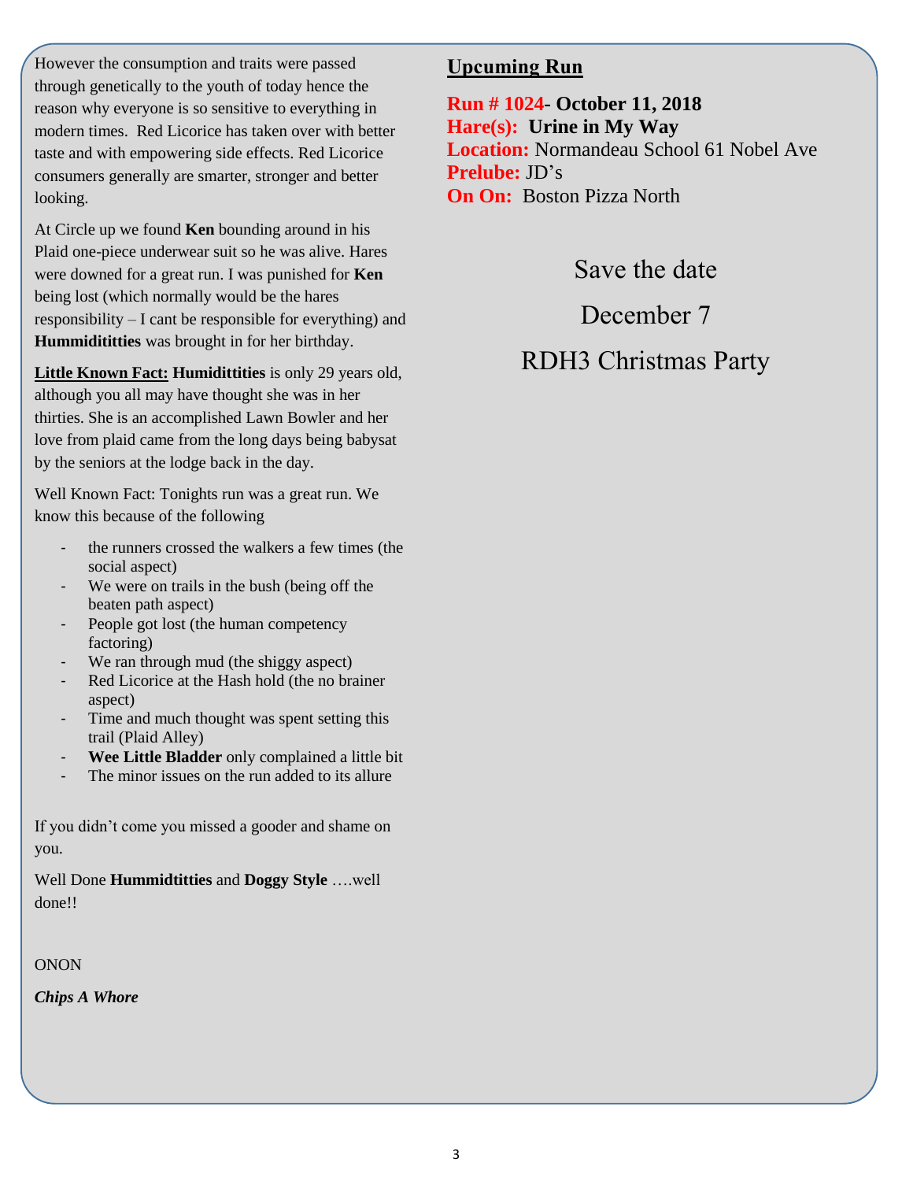However the consumption and traits were passed through genetically to the youth of today hence the reason why everyone is so sensitive to everything in modern times. Red Licorice has taken over with better taste and with empowering side effects. Red Licorice consumers generally are smarter, stronger and better looking.

At Circle up we found **Ken** bounding around in his Plaid one-piece underwear suit so he was alive. Hares were downed for a great run. I was punished for **Ken** being lost (which normally would be the hares responsibility – I cant be responsible for everything) and **Hummidititties** was brought in for her birthday.

**Little Known Fact:** **Humidittities** is only 29 years old, although you all may have thought she was in her thirties. She is an accomplished Lawn Bowler and her love from plaid came from the long days being babysat by the seniors at the lodge back in the day.

Well Known Fact: Tonights run was a great run. We know this because of the following

- the runners crossed the walkers a few times (the social aspect)
- We were on trails in the bush (being off the beaten path aspect)
- People got lost (the human competency factoring)
- We ran through mud (the shiggy aspect)
- Red Licorice at the Hash hold (the no brainer aspect)
- Time and much thought was spent setting this trail (Plaid Alley)
- **Wee Little Bladder** only complained a little bit
- The minor issues on the run added to its allure

If you didn't come you missed a gooder and shame on you.

Well Done **Hummidtitties** and **Doggy Style** ….well done!!

ONON

***Chips A Whore***

## Upcuming Run

**Run # 1024- October 11, 2018**
**Hare(s): Urine in My Way**
**Location:** Normandeau School 61 Nobel Ave
**Prelube:** JD's
**On On:** Boston Pizza North

Save the date

December 7

RDH3 Christmas Party